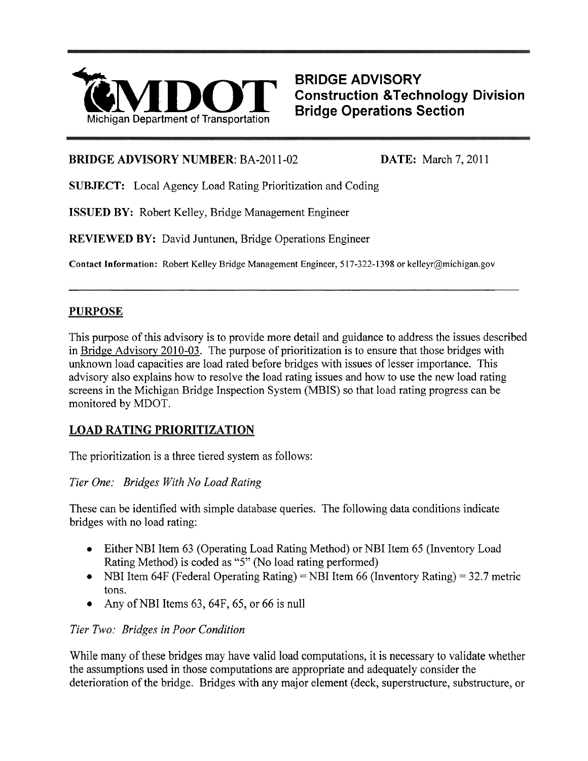**Michigan Department of Transportation**

# BRIDGE ADVISORY
## Construction &Technology Division
## Bridge Operations Section

**BRIDGE ADVISORY NUMBER**: BA-2011-02 **DATE:** March 7, 2011

**SUBJECT:** Local Agency Load Rating Prioritization and Coding

**ISSUED BY:** Robert Kelley, Bridge Management Engineer

**REVIEWED BY:** David Juntunen, Bridge Operations Engineer

**Contact Information:** Robert Kelley Bridge Management Engineer, 517-322-1398 or kelleyr@michigan.gov

## PURPOSE

This purpose of this advisory is to provide more detail and guidance to address the issues described in Bridge Advisory 2010-03. The purpose of prioritization is to ensure that those bridges with unknown load capacities are load rated before bridges with issues of lesser importance. This advisory also explains how to resolve the load rating issues and how to use the new load rating screens in the Michigan Bridge Inspection System (MBIS) so that load rating progress can be monitored by MDOT.

## LOAD RATING PRIORITIZATION

The prioritization is a three tiered system as follows:

*Tier One: Bridges With No Load Rating*

These can be identified with simple database queries. The following data conditions indicate bridges with no load rating:

- Either NBI Item 63 (Operating Load Rating Method) or NBI Item 65 (Inventory Load Rating Method) is coded as "5" (No load rating performed)
- NBI Item 64F (Federal Operating Rating) = NBI Item 66 (Inventory Rating) = 32.7 metric tons.
- Any of NBI Items 63, 64F, 65, or 66 is null

*Tier Two: Bridges in Poor Condition*

While many of these bridges may have valid load computations, it is necessary to validate whether the assumptions used in those computations are appropriate and adequately consider the deterioration of the bridge. Bridges with any major element (deck, superstructure, substructure, or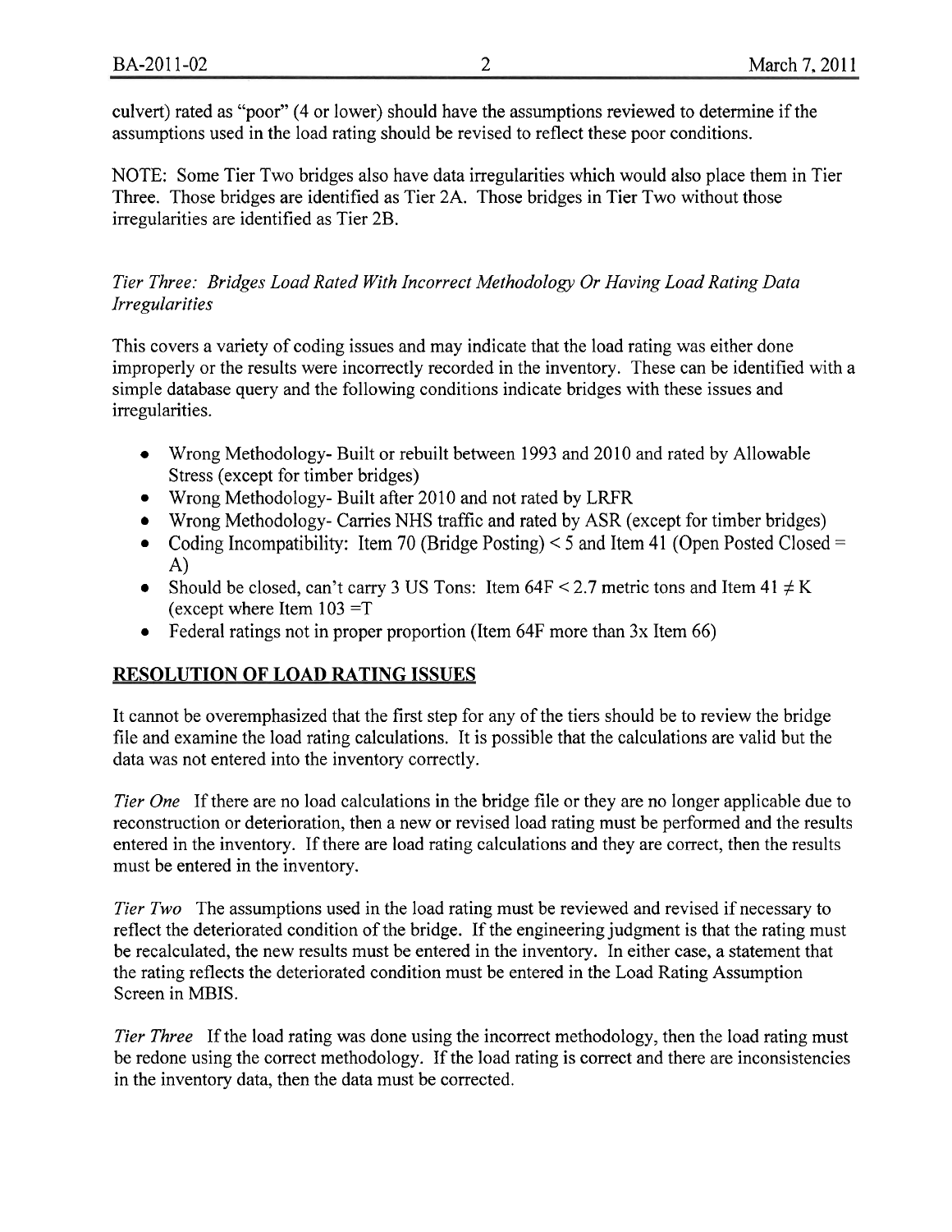culvert) rated as "poor" (4 or lower) should have the assumptions reviewed to determine if the assumptions used in the load rating should be revised to reflect these poor conditions.

NOTE: Some Tier Two bridges also have data irregularities which would also place them in Tier Three. Those bridges are identified as Tier 2A. Those bridges in Tier Two without those irregularities are identified as Tier 2B.

*Tier Three: Bridges Load Rated With Incorrect Methodology Or Having Load Rating Data Irregularities*

This covers a variety of coding issues and may indicate that the load rating was either done improperly or the results were incorrectly recorded in the inventory. These can be identified with a simple database query and the following conditions indicate bridges with these issues and irregularities.

- Wrong Methodology- Built or rebuilt between 1993 and 2010 and rated by Allowable Stress (except for timber bridges)
- Wrong Methodology- Built after 2010 and not rated by LRFR
- Wrong Methodology- Carries NHS traffic and rated by ASR (except for timber bridges)
- Coding Incompatibility: Item 70 (Bridge Posting) < 5 and Item 41 (Open Posted Closed = A)
- Should be closed, can't carry 3 US Tons: Item 64F < 2.7 metric tons and Item 41 ≠ K (except where Item 103 =T
- Federal ratings not in proper proportion (Item 64F more than 3x Item 66)

## RESOLUTION OF LOAD RATING ISSUES

It cannot be overemphasized that the first step for any of the tiers should be to review the bridge file and examine the load rating calculations. It is possible that the calculations are valid but the data was not entered into the inventory correctly.

*Tier One* If there are no load calculations in the bridge file or they are no longer applicable due to reconstruction or deterioration, then a new or revised load rating must be performed and the results entered in the inventory. If there are load rating calculations and they are correct, then the results must be entered in the inventory.

*Tier Two* The assumptions used in the load rating must be reviewed and revised if necessary to reflect the deteriorated condition of the bridge. If the engineering judgment is that the rating must be recalculated, the new results must be entered in the inventory. In either case, a statement that the rating reflects the deteriorated condition must be entered in the Load Rating Assumption Screen in MBIS.

*Tier Three* If the load rating was done using the incorrect methodology, then the load rating must be redone using the correct methodology. If the load rating is correct and there are inconsistencies in the inventory data, then the data must be corrected.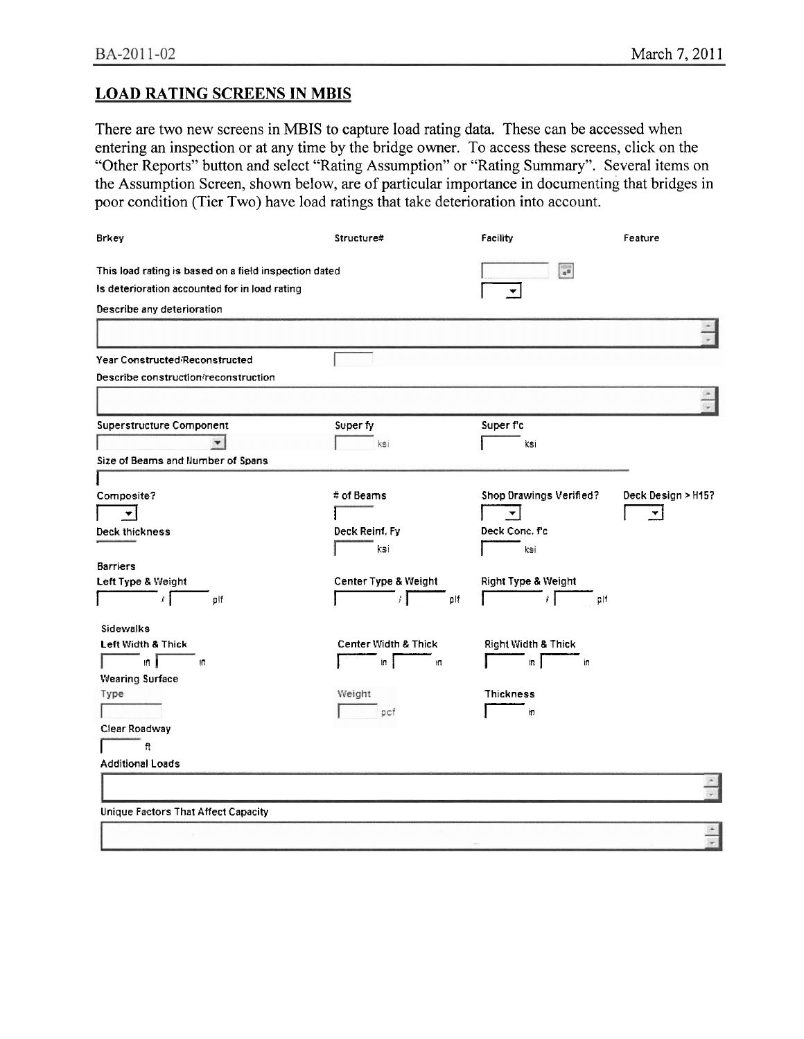## LOAD RATING SCREENS IN MBIS

There are two new screens in MBIS to capture load rating data. These can be accessed when entering an inspection or at any time by the bridge owner. To access these screens, click on the "Other Reports" button and select "Rating Assumption" or "Rating Summary". Several items on the Assumption Screen, shown below, are of particular importance in documenting that bridges in poor condition (Tier Two) have load ratings that take deterioration into account.

Brkey | Structure# | Facility | Feature

This load rating is based on a field inspection dated

Is deterioration accounted for in load rating

Describe any deterioration

Year Constructed/Reconstructed

Describe construction/reconstruction

Superstructure Component | Super fy ___ ksi | Super f'c ___ ksi

Size of Beams and Number of Spans

Composite? | # of Beams | Shop Drawings Verified? | Deck Design > H15?

Deck thickness | Deck Reinf. Fy ___ ksi | Deck Conc. f'c ___ ksi

Barriers

Left Type & Weight ___ / ___ plf | Center Type & Weight ___ / ___ plf | Right Type & Weight ___ / ___ plf

Sidewalks

Left Width & Thick ___ in ___ in | Center Width & Thick ___ in ___ in | Right Width & Thick ___ in ___ in

Wearing Surface

Type | Weight ___ pcf | Thickness ___ in

Clear Roadway ___ ft

Additional Loads

Unique Factors That Affect Capacity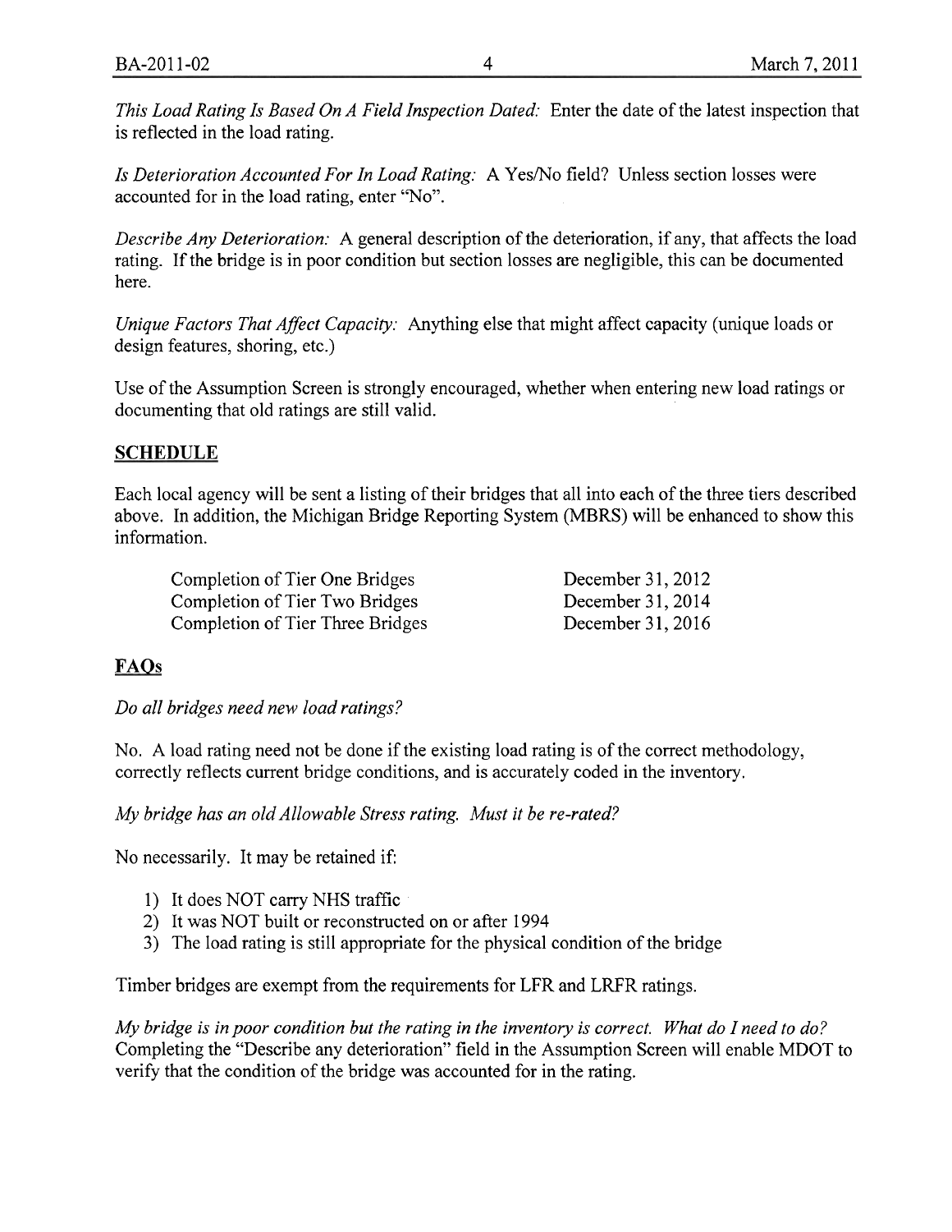*This Load Rating Is Based On A Field Inspection Dated:* Enter the date of the latest inspection that is reflected in the load rating.

*Is Deterioration Accounted For In Load Rating:* A Yes/No field? Unless section losses were accounted for in the load rating, enter "No".

*Describe Any Deterioration:* A general description of the deterioration, if any, that affects the load rating. If the bridge is in poor condition but section losses are negligible, this can be documented here.

*Unique Factors That Affect Capacity:* Anything else that might affect capacity (unique loads or design features, shoring, etc.)

Use of the Assumption Screen is strongly encouraged, whether when entering new load ratings or documenting that old ratings are still valid.

## SCHEDULE

Each local agency will be sent a listing of their bridges that all into each of the three tiers described above. In addition, the Michigan Bridge Reporting System (MBRS) will be enhanced to show this information.

| | |
|---|---|
| Completion of Tier One Bridges | December 31, 2012 |
| Completion of Tier Two Bridges | December 31, 2014 |
| Completion of Tier Three Bridges | December 31, 2016 |

## FAQs

*Do all bridges need new load ratings?*

No. A load rating need not be done if the existing load rating is of the correct methodology, correctly reflects current bridge conditions, and is accurately coded in the inventory.

*My bridge has an old Allowable Stress rating. Must it be re-rated?*

No necessarily. It may be retained if:

1) It does NOT carry NHS traffic
2) It was NOT built or reconstructed on or after 1994
3) The load rating is still appropriate for the physical condition of the bridge

Timber bridges are exempt from the requirements for LFR and LRFR ratings.

*My bridge is in poor condition but the rating in the inventory is correct. What do I need to do?*
Completing the "Describe any deterioration" field in the Assumption Screen will enable MDOT to verify that the condition of the bridge was accounted for in the rating.